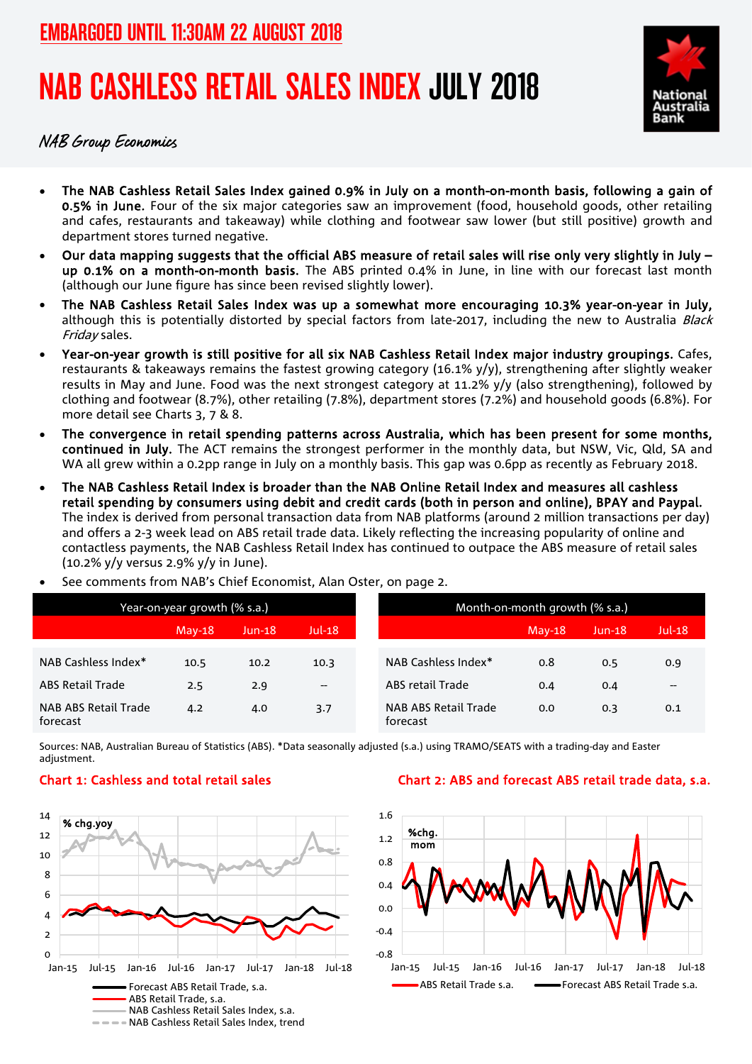EMBARGOED UNTIL 11:30AM 22 AUGUST 2018

# NAB CASHLESS RETAIL SALES INDEX JULY 2018

*NAB Group Economics*

- **The NAB Cashless Retail Sales Index gained 0.9% in July on a month-on-month basis, following a gain of 0.5% in June.** Four of the six major categories saw an improvement (food, household goods, other retailing and cafes, restaurants and takeaway) while clothing and footwear saw lower (but still positive) growth and department stores turned negative.
- **Our data mapping suggests that the official ABS measure of retail sales will rise only very slightly in July – up 0.1% on a month-on-month basis.** The ABS printed 0.4% in June, in line with our forecast last month (although our June figure has since been revised slightly lower).
- **The NAB Cashless Retail Sales Index was up a somewhat more encouraging 10.3% year-on-year in July,** although this is potentially distorted by special factors from late-2017, including the new to Australia *Black Friday* sales.
- **Year-on-year growth is still positive for all six NAB Cashless Retail Index major industry groupings.** Cafes, restaurants & takeaways remains the fastest growing category (16.1% y/y), strengthening after slightly weaker results in May and June. Food was the next strongest category at 11.2% y/y (also strengthening), followed by clothing and footwear (8.7%), other retailing (7.8%), department stores (7.2%) and household goods (6.8%). For more detail see Charts 3, 7 & 8.
- **The convergence in retail spending patterns across Australia, which has been present for some months, continued in July.** The ACT remains the strongest performer in the monthly data, but NSW, Vic, Qld, SA and WA all grew within a 0.2pp range in July on a monthly basis. This gap was 0.6pp as recently as February 2018.
- **The NAB Cashless Retail Index is broader than the NAB Online Retail Index and measures all cashless retail spending by consumers using debit and credit cards (both in person and online), BPAY and Paypal.** The index is derived from personal transaction data from NAB platforms (around 2 million transactions per day) and offers a 2-3 week lead on ABS retail trade data. Likely reflecting the increasing popularity of online and contactless payments, the NAB Cashless Retail Index has continued to outpace the ABS measure of retail sales (10.2% y/y versus 2.9% y/y in June).
- See comments from NAB's Chief Economist, Alan Oster, on page 2.

| Year-on-year growth (% s.a.) | May-18 | Jun-18 | Jul-18 |
|---|---|---|---|
| NAB Cashless Index* | 10.5 | 10.2 | 10.3 |
| ABS Retail Trade | 2.5 | 2.9 | -- |
| NAB ABS Retail Trade forecast | 4.2 | 4.0 | 3.7 |

| Month-on-month growth (% s.a.) | May-18 | Jun-18 | Jul-18 |
|---|---|---|---|
| NAB Cashless Index* | 0.8 | 0.5 | 0.9 |
| ABS retail Trade | 0.4 | 0.4 | -- |
| NAB ABS Retail Trade forecast | 0.0 | 0.3 | 0.1 |

Sources: NAB, Australian Bureau of Statistics (ABS). *Data seasonally adjusted (s.a.) using TRAMO/SEATS with a trading-day and Easter adjustment.

**Chart 1: Cashless and total retail sales**

**Chart 2: ABS and forecast ABS retail trade data, s.a.**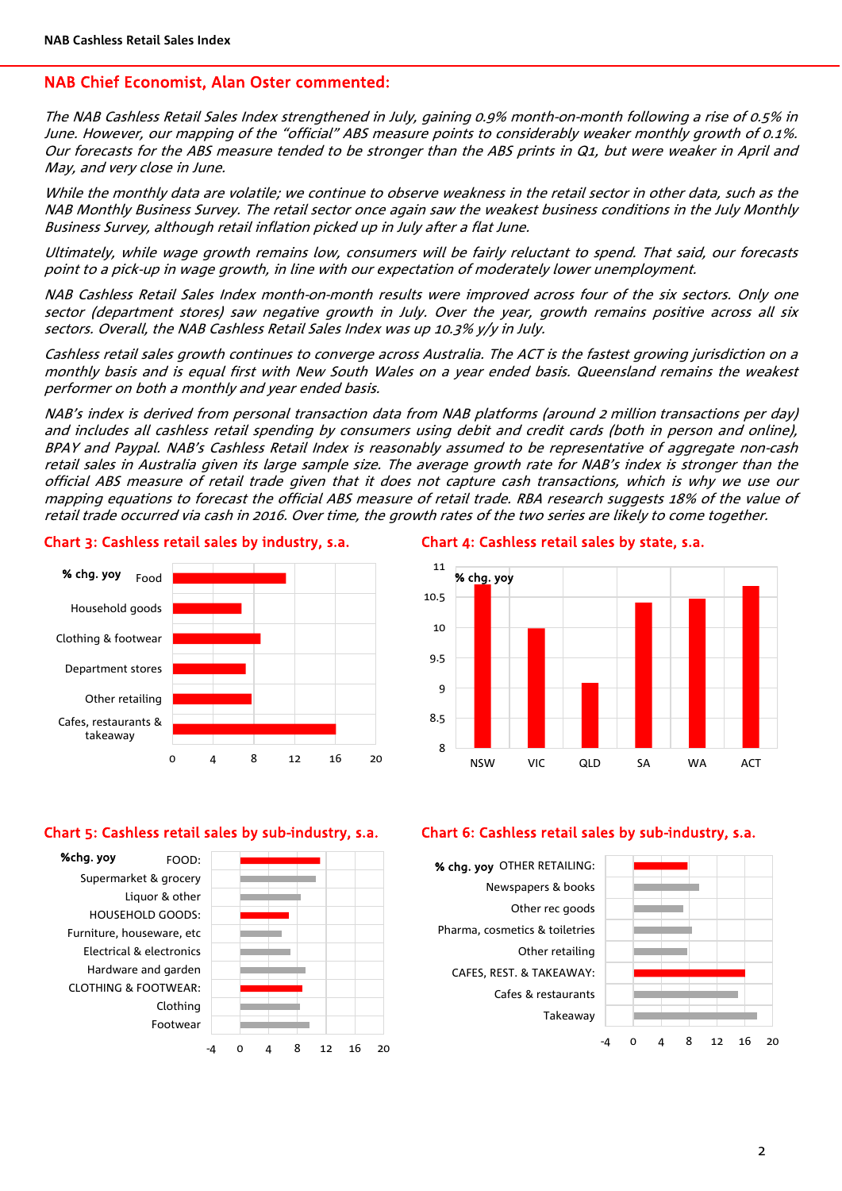## NAB Chief Economist, Alan Oster commented:

*The NAB Cashless Retail Sales Index strengthened in July, gaining 0.9% month-on-month following a rise of 0.5% in June. However, our mapping of the "official" ABS measure points to considerably weaker monthly growth of 0.1%. Our forecasts for the ABS measure tended to be stronger than the ABS prints in Q1, but were weaker in April and May, and very close in June.*

*While the monthly data are volatile; we continue to observe weakness in the retail sector in other data, such as the NAB Monthly Business Survey. The retail sector once again saw the weakest business conditions in the July Monthly Business Survey, although retail inflation picked up in July after a flat June.*

*Ultimately, while wage growth remains low, consumers will be fairly reluctant to spend. That said, our forecasts point to a pick-up in wage growth, in line with our expectation of moderately lower unemployment.*

*NAB Cashless Retail Sales Index month-on-month results were improved across four of the six sectors. Only one sector (department stores) saw negative growth in July. Over the year, growth remains positive across all six sectors. Overall, the NAB Cashless Retail Sales Index was up 10.3% y/y in July.*

*Cashless retail sales growth continues to converge across Australia. The ACT is the fastest growing jurisdiction on a monthly basis and is equal first with New South Wales on a year ended basis. Queensland remains the weakest performer on both a monthly and year ended basis.*

*NAB's index is derived from personal transaction data from NAB platforms (around 2 million transactions per day) and includes all cashless retail spending by consumers using debit and credit cards (both in person and online), BPAY and Paypal. NAB's Cashless Retail Index is reasonably assumed to be representative of aggregate non-cash retail sales in Australia given its large sample size. The average growth rate for NAB's index is stronger than the official ABS measure of retail trade given that it does not capture cash transactions, which is why we use our mapping equations to forecast the official ABS measure of retail trade. RBA research suggests 18% of the value of retail trade occurred via cash in 2016. Over time, the growth rates of the two series are likely to come together.*

### Chart 3: Cashless retail sales by industry, s.a.

% chg. yoy: Food; Household goods; Clothing & footwear; Department stores; Other retailing; Cafes, restaurants & takeaway

### Chart 4: Cashless retail sales by state, s.a.

% chg. yoy: NSW; VIC; QLD; SA; WA; ACT

### Chart 5: Cashless retail sales by sub-industry, s.a.

%chg. yoy: FOOD: Supermarket & grocery; Liquor & other; HOUSEHOLD GOODS: Furniture, houseware, etc; Electrical & electronics; Hardware and garden; CLOTHING & FOOTWEAR: Clothing; Footwear

### Chart 6: Cashless retail sales by sub-industry, s.a.

% chg. yoy: OTHER RETAILING: Newspapers & books; Other rec goods; Pharma, cosmetics & toiletries; Other retailing; CAFES, REST. & TAKEAWAY: Cafes & restaurants; Takeaway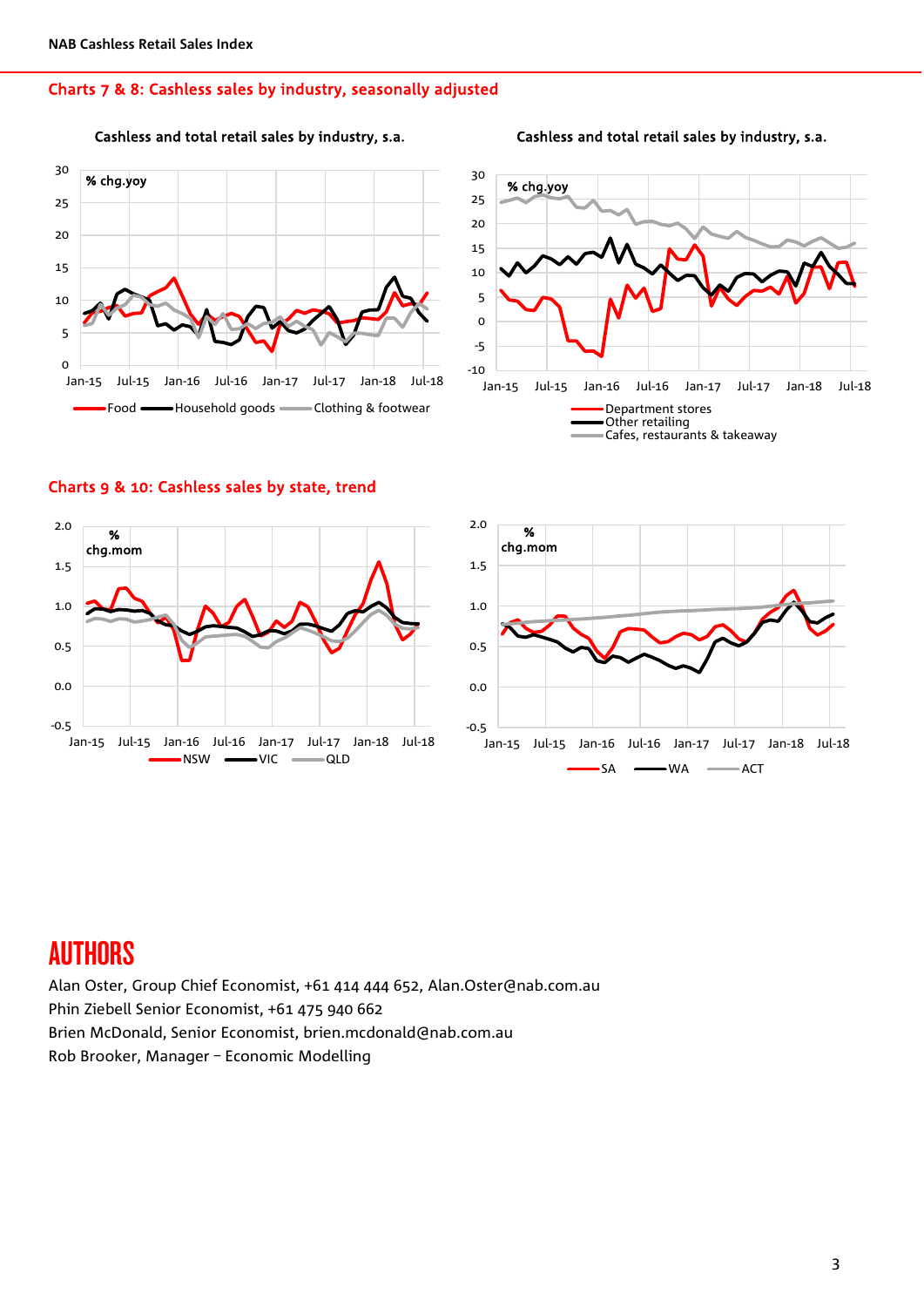## Charts 7 & 8: Cashless sales by industry, seasonally adjusted

Cashless and total retail sales by industry, s.a.

Cashless and total retail sales by industry, s.a.

## Charts 9 & 10: Cashless sales by state, trend

# AUTHORS

Alan Oster, Group Chief Economist, +61 414 444 652, Alan.Oster@nab.com.au
Phin Ziebell Senior Economist, +61 475 940 662
Brien McDonald, Senior Economist, brien.mcdonald@nab.com.au
Rob Brooker, Manager – Economic Modelling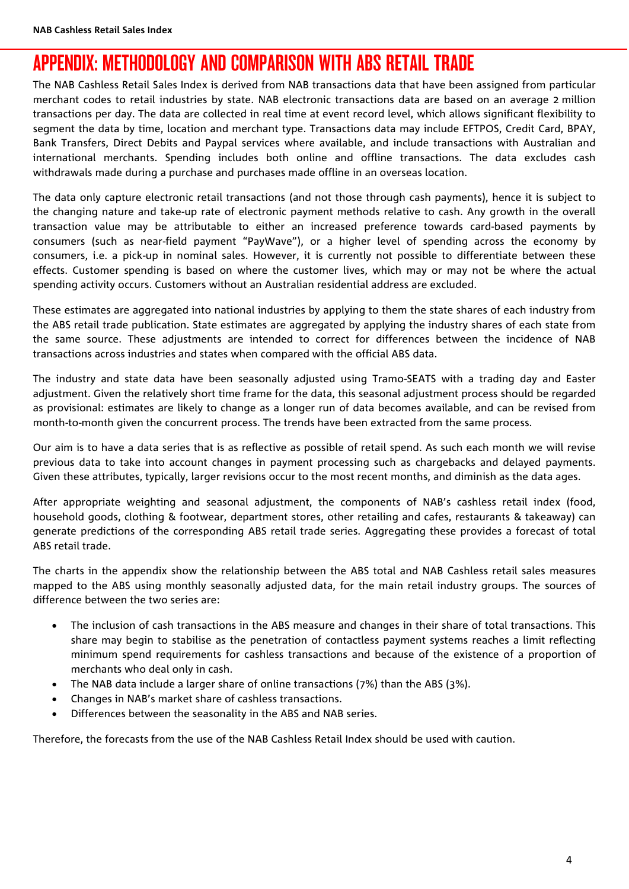# APPENDIX: METHODOLOGY AND COMPARISON WITH ABS RETAIL TRADE

The NAB Cashless Retail Sales Index is derived from NAB transactions data that have been assigned from particular merchant codes to retail industries by state. NAB electronic transactions data are based on an average 2 million transactions per day. The data are collected in real time at event record level, which allows significant flexibility to segment the data by time, location and merchant type. Transactions data may include EFTPOS, Credit Card, BPAY, Bank Transfers, Direct Debits and Paypal services where available, and include transactions with Australian and international merchants. Spending includes both online and offline transactions. The data excludes cash withdrawals made during a purchase and purchases made offline in an overseas location.

The data only capture electronic retail transactions (and not those through cash payments), hence it is subject to the changing nature and take-up rate of electronic payment methods relative to cash. Any growth in the overall transaction value may be attributable to either an increased preference towards card-based payments by consumers (such as near-field payment "PayWave"), or a higher level of spending across the economy by consumers, i.e. a pick-up in nominal sales. However, it is currently not possible to differentiate between these effects. Customer spending is based on where the customer lives, which may or may not be where the actual spending activity occurs. Customers without an Australian residential address are excluded.

These estimates are aggregated into national industries by applying to them the state shares of each industry from the ABS retail trade publication. State estimates are aggregated by applying the industry shares of each state from the same source. These adjustments are intended to correct for differences between the incidence of NAB transactions across industries and states when compared with the official ABS data.

The industry and state data have been seasonally adjusted using Tramo-SEATS with a trading day and Easter adjustment. Given the relatively short time frame for the data, this seasonal adjustment process should be regarded as provisional: estimates are likely to change as a longer run of data becomes available, and can be revised from month-to-month given the concurrent process. The trends have been extracted from the same process.

Our aim is to have a data series that is as reflective as possible of retail spend. As such each month we will revise previous data to take into account changes in payment processing such as chargebacks and delayed payments. Given these attributes, typically, larger revisions occur to the most recent months, and diminish as the data ages.

After appropriate weighting and seasonal adjustment, the components of NAB's cashless retail index (food, household goods, clothing & footwear, department stores, other retailing and cafes, restaurants & takeaway) can generate predictions of the corresponding ABS retail trade series. Aggregating these provides a forecast of total ABS retail trade.

The charts in the appendix show the relationship between the ABS total and NAB Cashless retail sales measures mapped to the ABS using monthly seasonally adjusted data, for the main retail industry groups. The sources of difference between the two series are:

- The inclusion of cash transactions in the ABS measure and changes in their share of total transactions. This share may begin to stabilise as the penetration of contactless payment systems reaches a limit reflecting minimum spend requirements for cashless transactions and because of the existence of a proportion of merchants who deal only in cash.
- The NAB data include a larger share of online transactions (7%) than the ABS (3%).
- Changes in NAB's market share of cashless transactions.
- Differences between the seasonality in the ABS and NAB series.

Therefore, the forecasts from the use of the NAB Cashless Retail Index should be used with caution.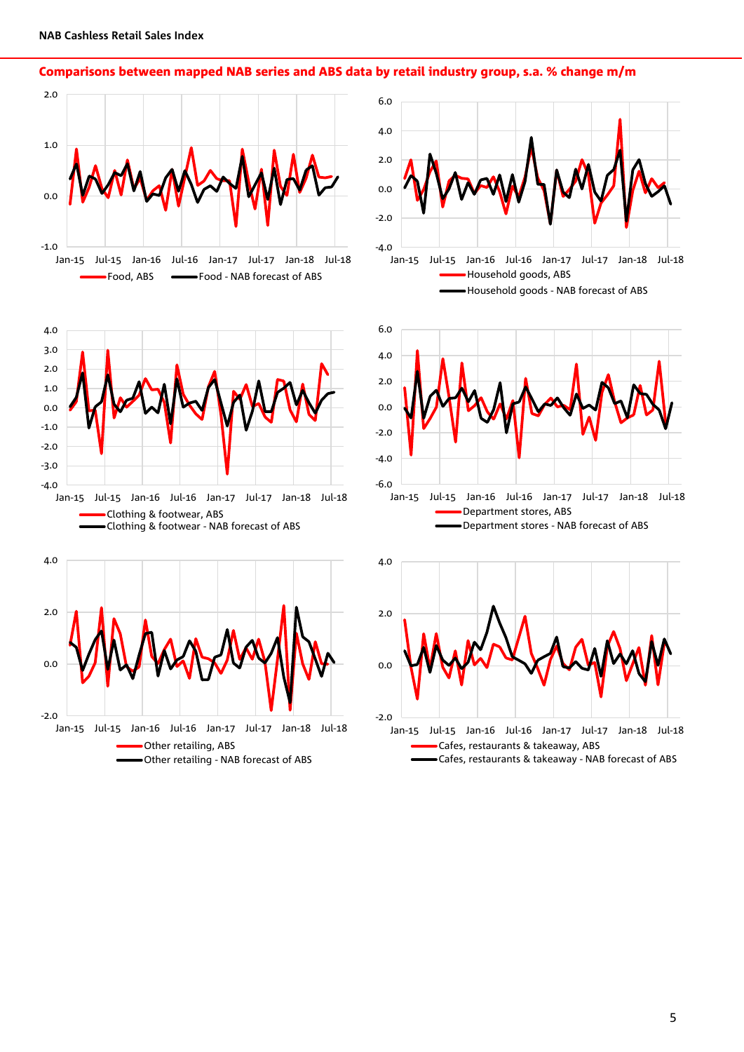**Comparisons between mapped NAB series and ABS data by retail industry group, s.a. % change m/m**

Food, ABS — Food - NAB forecast of ABS

Household goods, ABS — Household goods - NAB forecast of ABS

Clothing & footwear, ABS — Clothing & footwear - NAB forecast of ABS

Department stores, ABS — Department stores - NAB forecast of ABS

Other retailing, ABS — Other retailing - NAB forecast of ABS

Cafes, restaurants & takeaway, ABS — Cafes, restaurants & takeaway - NAB forecast of ABS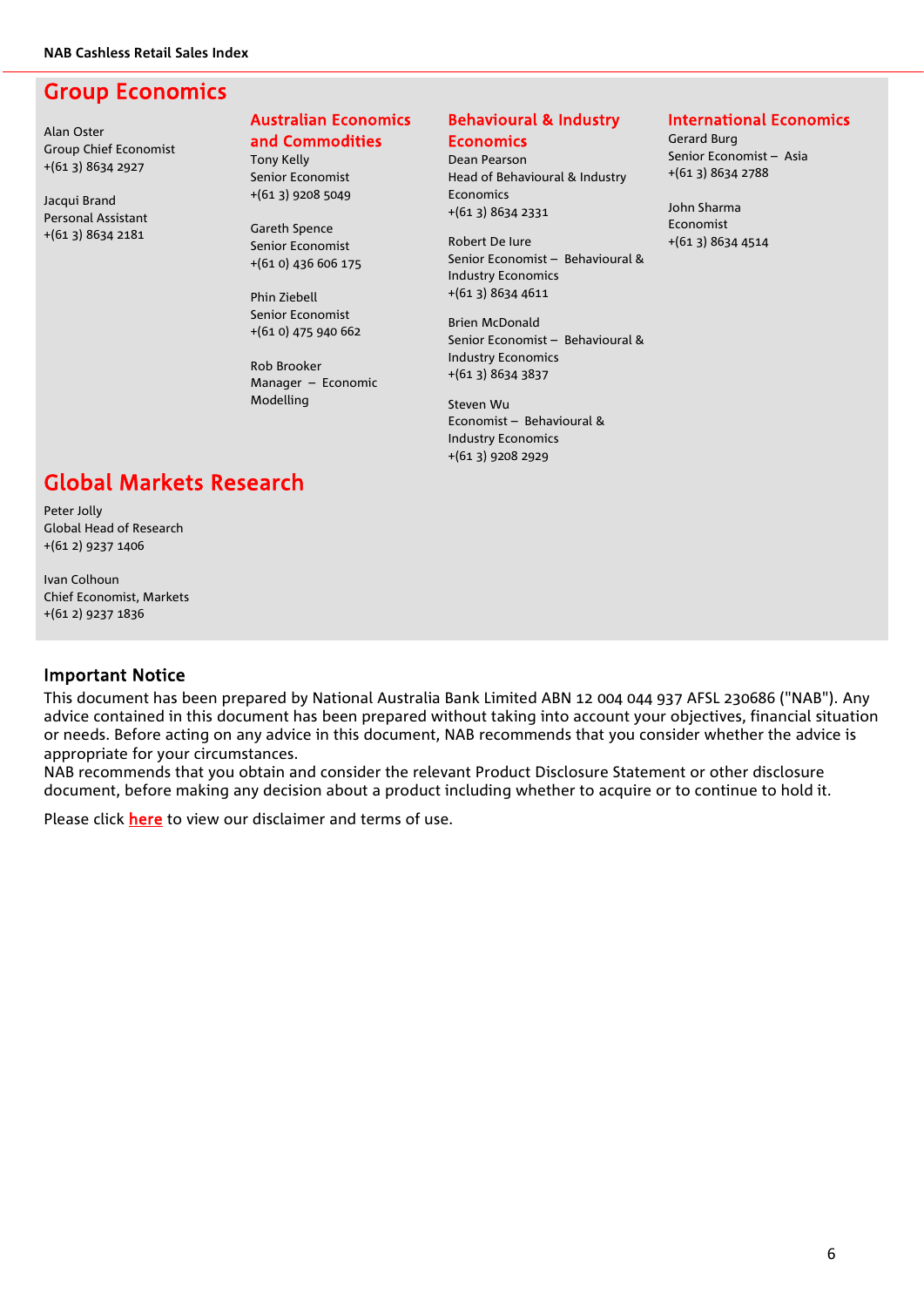# Group Economics

Alan Oster
Group Chief Economist
+(61 3) 8634 2927

Jacqui Brand
Personal Assistant
+(61 3) 8634 2181

## Australian Economics and Commodities

Tony Kelly
Senior Economist
+(61 3) 9208 5049

Gareth Spence
Senior Economist
+(61 0) 436 606 175

Phin Ziebell
Senior Economist
+(61 0) 475 940 662

Rob Brooker
Manager – Economic Modelling

## Behavioural & Industry Economics

Dean Pearson
Head of Behavioural & Industry Economics
+(61 3) 8634 2331

Robert De Iure
Senior Economist – Behavioural & Industry Economics
+(61 3) 8634 4611

Brien McDonald
Senior Economist – Behavioural & Industry Economics
+(61 3) 8634 3837

Steven Wu
Economist – Behavioural & Industry Economics
+(61 3) 9208 2929

## International Economics

Gerard Burg
Senior Economist – Asia
+(61 3) 8634 2788

John Sharma
Economist
+(61 3) 8634 4514

# Global Markets Research

Peter Jolly
Global Head of Research
+(61 2) 9237 1406

Ivan Colhoun
Chief Economist, Markets
+(61 2) 9237 1836

## Important Notice

This document has been prepared by National Australia Bank Limited ABN 12 004 044 937 AFSL 230686 ("NAB"). Any advice contained in this document has been prepared without taking into account your objectives, financial situation or needs. Before acting on any advice in this document, NAB recommends that you consider whether the advice is appropriate for your circumstances.
NAB recommends that you obtain and consider the relevant Product Disclosure Statement or other disclosure document, before making any decision about a product including whether to acquire or to continue to hold it.

Please click **here** to view our disclaimer and terms of use.